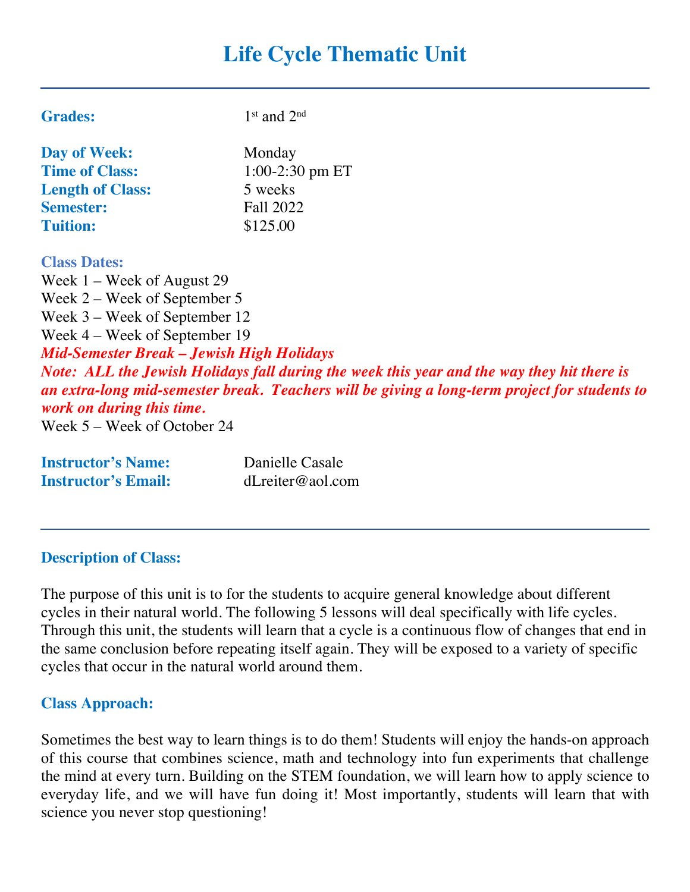# Life Cycle Thematic Unit

**Grades:** 1st and 2nd

**Day of Week:** Monday
**Time of Class:** 1:00-2:30 pm ET
**Length of Class:** 5 weeks
**Semester:** Fall 2022
**Tuition:** $125.00

**Class Dates:**
Week 1 – Week of August 29
Week 2 – Week of September 5
Week 3 – Week of September 12
Week 4 – Week of September 19
***Mid-Semester Break – Jewish High Holidays***
***Note: ALL the Jewish Holidays fall during the week this year and the way they hit there is an extra-long mid-semester break. Teachers will be giving a long-term project for students to work on during this time.***
Week 5 – Week of October 24

**Instructor's Name:** Danielle Casale
**Instructor's Email:** dLreiter@aol.com

---

## Description of Class:

The purpose of this unit is to for the students to acquire general knowledge about different cycles in their natural world. The following 5 lessons will deal specifically with life cycles. Through this unit, the students will learn that a cycle is a continuous flow of changes that end in the same conclusion before repeating itself again. They will be exposed to a variety of specific cycles that occur in the natural world around them.

## Class Approach:

Sometimes the best way to learn things is to do them! Students will enjoy the hands-on approach of this course that combines science, math and technology into fun experiments that challenge the mind at every turn. Building on the STEM foundation, we will learn how to apply science to everyday life, and we will have fun doing it! Most importantly, students will learn that with science you never stop questioning!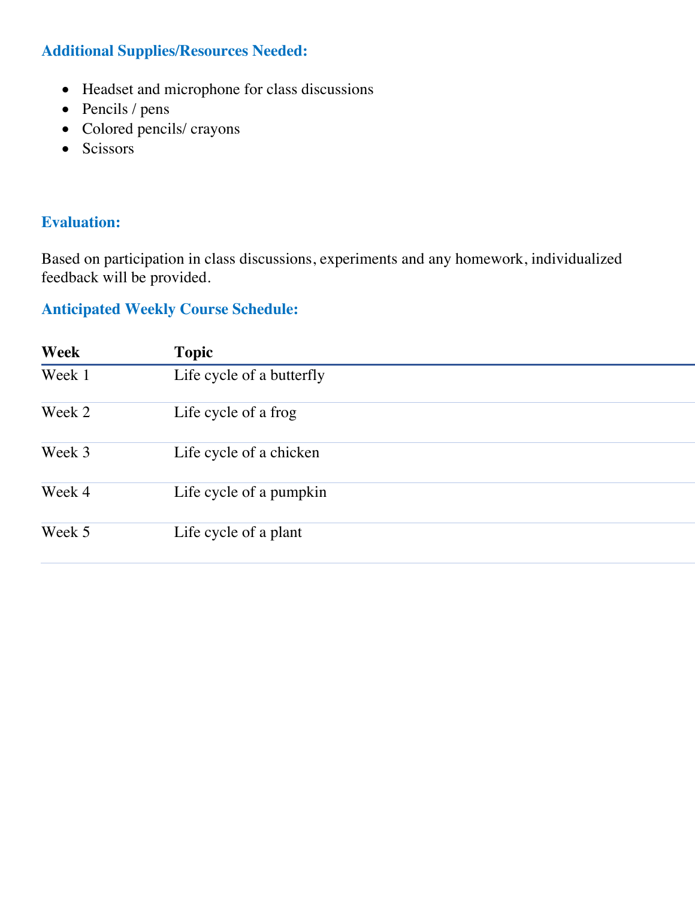### Additional Supplies/Resources Needed:

- Headset and microphone for class discussions
- Pencils / pens
- Colored pencils/ crayons
- Scissors

### Evaluation:

Based on participation in class discussions, experiments and any homework, individualized feedback will be provided.

### Anticipated Weekly Course Schedule:

| Week | Topic |
|---|---|
| Week 1 | Life cycle of a butterfly |
| Week 2 | Life cycle of a frog |
| Week 3 | Life cycle of a chicken |
| Week 4 | Life cycle of a pumpkin |
| Week 5 | Life cycle of a plant |